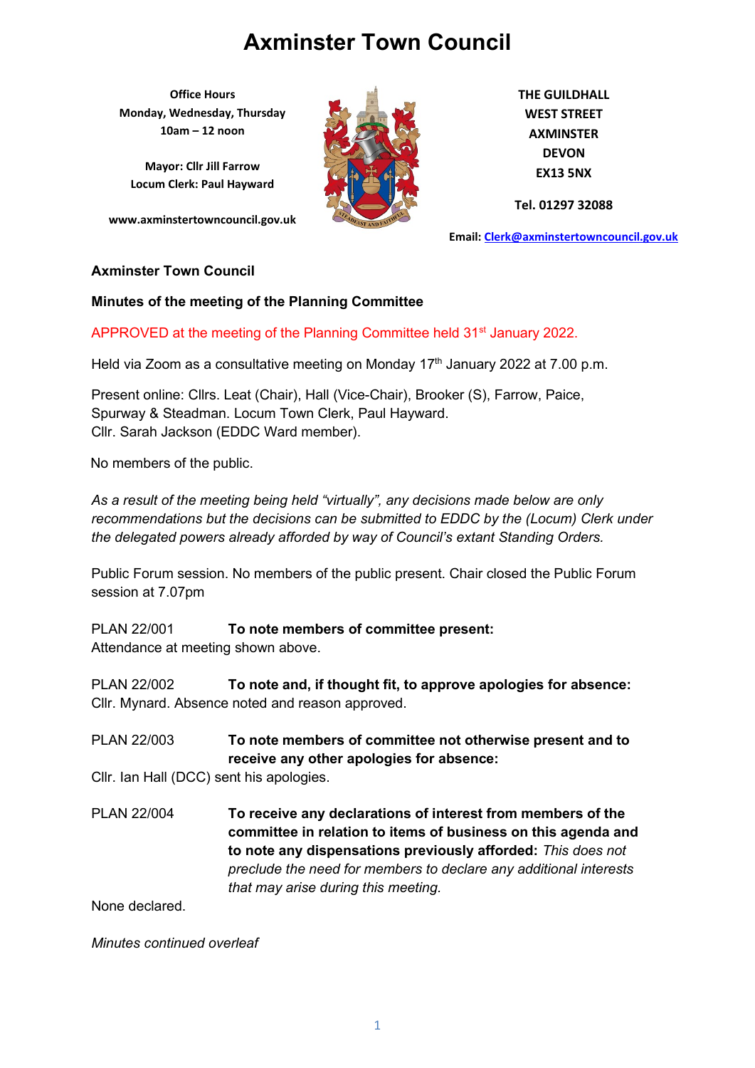# Axminster Town Council

**Office Hours**
**Monday, Wednesday, Thursday**
**10am – 12 noon**

**Mayor: Cllr Jill Farrow**
**Locum Clerk: Paul Hayward**

**www.axminstertowncouncil.gov.uk**

**THE GUILDHALL**
**WEST STREET**
**AXMINSTER**
**DEVON**
**EX13 5NX**

**Tel. 01297 32088**

**Email: Clerk@axminstertowncouncil.gov.uk**

**Axminster Town Council**

**Minutes of the meeting of the Planning Committee**

APPROVED at the meeting of the Planning Committee held 31st January 2022.

Held via Zoom as a consultative meeting on Monday 17th January 2022 at 7.00 p.m.

Present online: Cllrs. Leat (Chair), Hall (Vice-Chair), Brooker (S), Farrow, Paice, Spurway & Steadman. Locum Town Clerk, Paul Hayward.
Cllr. Sarah Jackson (EDDC Ward member).

No members of the public.

*As a result of the meeting being held "virtually", any decisions made below are only recommendations but the decisions can be submitted to EDDC by the (Locum) Clerk under the delegated powers already afforded by way of Council's extant Standing Orders.*

Public Forum session. No members of the public present. Chair closed the Public Forum session at 7.07pm

PLAN 22/001 **To note members of committee present:**
Attendance at meeting shown above.

PLAN 22/002 **To note and, if thought fit, to approve apologies for absence:**
Cllr. Mynard. Absence noted and reason approved.

PLAN 22/003 **To note members of committee not otherwise present and to receive any other apologies for absence:**
Cllr. Ian Hall (DCC) sent his apologies.

PLAN 22/004 **To receive any declarations of interest from members of the committee in relation to items of business on this agenda and to note any dispensations previously afforded:** *This does not preclude the need for members to declare any additional interests that may arise during this meeting.*
None declared.

*Minutes continued overleaf*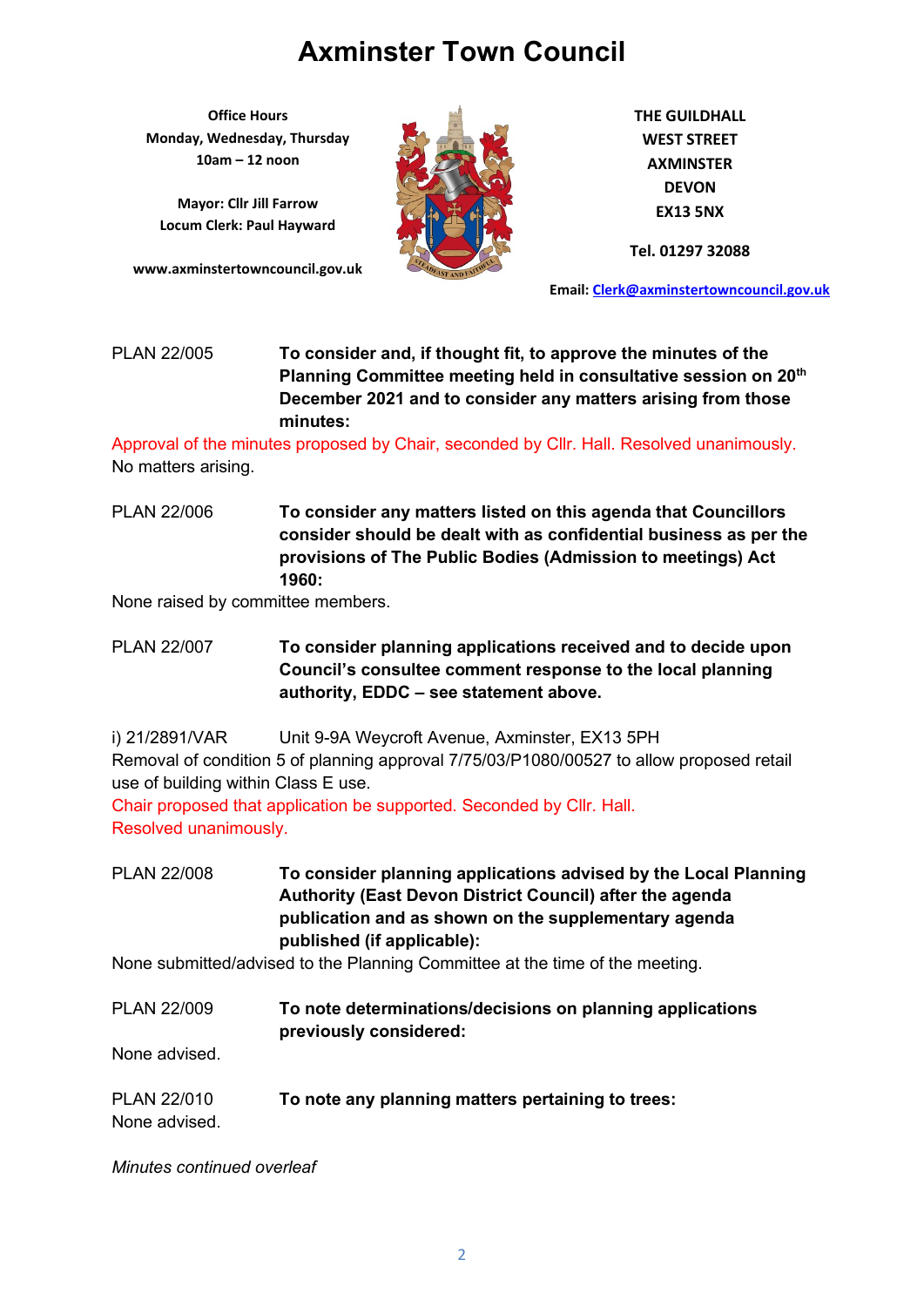# Axminster Town Council

**Office Hours**
**Monday, Wednesday, Thursday**
**10am – 12 noon**

**Mayor: Cllr Jill Farrow**
**Locum Clerk: Paul Hayward**

**www.axminstertowncouncil.gov.uk**

**THE GUILDHALL**
**WEST STREET**
**AXMINSTER**
**DEVON**
**EX13 5NX**

**Tel. 01297 32088**

**Email: Clerk@axminstertowncouncil.gov.uk**

PLAN 22/005 **To consider and, if thought fit, to approve the minutes of the Planning Committee meeting held in consultative session on 20th December 2021 and to consider any matters arising from those minutes:**

Approval of the minutes proposed by Chair, seconded by Cllr. Hall. Resolved unanimously.
No matters arising.

PLAN 22/006 **To consider any matters listed on this agenda that Councillors consider should be dealt with as confidential business as per the provisions of The Public Bodies (Admission to meetings) Act 1960:**

None raised by committee members.

PLAN 22/007 **To consider planning applications received and to decide upon Council's consultee comment response to the local planning authority, EDDC – see statement above.**

i) 21/2891/VAR Unit 9-9A Weycroft Avenue, Axminster, EX13 5PH
Removal of condition 5 of planning approval 7/75/03/P1080/00527 to allow proposed retail use of building within Class E use.
Chair proposed that application be supported. Seconded by Cllr. Hall.
Resolved unanimously.

PLAN 22/008 **To consider planning applications advised by the Local Planning Authority (East Devon District Council) after the agenda publication and as shown on the supplementary agenda published (if applicable):**

None submitted/advised to the Planning Committee at the time of the meeting.

PLAN 22/009 **To note determinations/decisions on planning applications previously considered:**

None advised.

PLAN 22/010 **To note any planning matters pertaining to trees:**

None advised.

*Minutes continued overleaf*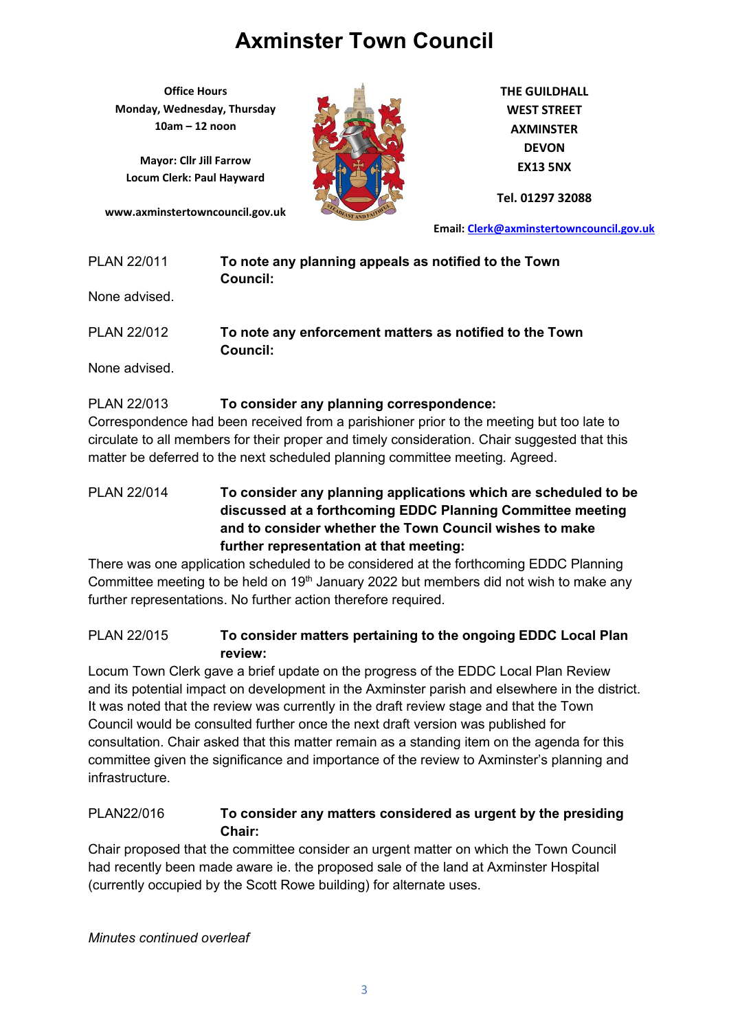# Axminster Town Council

**Office Hours**
**Monday, Wednesday, Thursday**
**10am – 12 noon**

**Mayor: Cllr Jill Farrow**
**Locum Clerk: Paul Hayward**

**www.axminstertowncouncil.gov.uk**

**THE GUILDHALL**
**WEST STREET**
**AXMINSTER**
**DEVON**
**EX13 5NX**

**Tel. 01297 32088**

**Email: Clerk@axminstertowncouncil.gov.uk**

PLAN 22/011 **To note any planning appeals as notified to the Town Council:**

None advised.

PLAN 22/012 **To note any enforcement matters as notified to the Town Council:**

None advised.

PLAN 22/013 **To consider any planning correspondence:**

Correspondence had been received from a parishioner prior to the meeting but too late to circulate to all members for their proper and timely consideration. Chair suggested that this matter be deferred to the next scheduled planning committee meeting. Agreed.

PLAN 22/014 **To consider any planning applications which are scheduled to be discussed at a forthcoming EDDC Planning Committee meeting and to consider whether the Town Council wishes to make further representation at that meeting:**

There was one application scheduled to be considered at the forthcoming EDDC Planning Committee meeting to be held on 19th January 2022 but members did not wish to make any further representations. No further action therefore required.

PLAN 22/015 **To consider matters pertaining to the ongoing EDDC Local Plan review:**

Locum Town Clerk gave a brief update on the progress of the EDDC Local Plan Review and its potential impact on development in the Axminster parish and elsewhere in the district. It was noted that the review was currently in the draft review stage and that the Town Council would be consulted further once the next draft version was published for consultation. Chair asked that this matter remain as a standing item on the agenda for this committee given the significance and importance of the review to Axminster's planning and infrastructure.

PLAN22/016 **To consider any matters considered as urgent by the presiding Chair:**

Chair proposed that the committee consider an urgent matter on which the Town Council had recently been made aware ie. the proposed sale of the land at Axminster Hospital (currently occupied by the Scott Rowe building) for alternate uses.

*Minutes continued overleaf*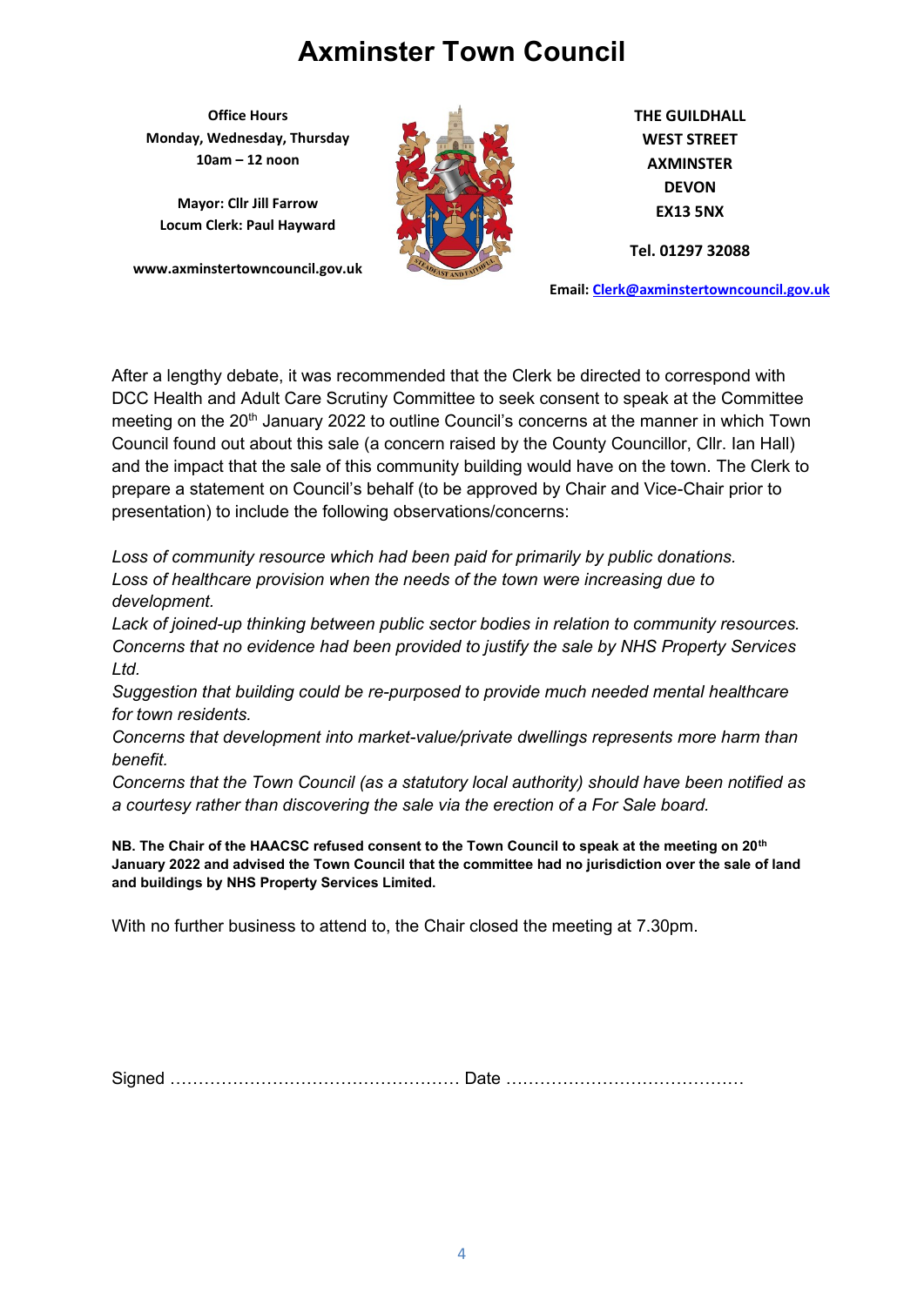# Axminster Town Council

**Office Hours**
**Monday, Wednesday, Thursday**
**10am – 12 noon**

**Mayor: Cllr Jill Farrow**
**Locum Clerk: Paul Hayward**

**www.axminstertowncouncil.gov.uk**

**THE GUILDHALL**
**WEST STREET**
**AXMINSTER**
**DEVON**
**EX13 5NX**

**Tel. 01297 32088**

**Email: Clerk@axminstertowncouncil.gov.uk**

After a lengthy debate, it was recommended that the Clerk be directed to correspond with DCC Health and Adult Care Scrutiny Committee to seek consent to speak at the Committee meeting on the 20th January 2022 to outline Council's concerns at the manner in which Town Council found out about this sale (a concern raised by the County Councillor, Cllr. Ian Hall) and the impact that the sale of this community building would have on the town. The Clerk to prepare a statement on Council's behalf (to be approved by Chair and Vice-Chair prior to presentation) to include the following observations/concerns:

*Loss of community resource which had been paid for primarily by public donations.*
*Loss of healthcare provision when the needs of the town were increasing due to development.*
*Lack of joined-up thinking between public sector bodies in relation to community resources.*
*Concerns that no evidence had been provided to justify the sale by NHS Property Services Ltd.*
*Suggestion that building could be re-purposed to provide much needed mental healthcare for town residents.*
*Concerns that development into market-value/private dwellings represents more harm than benefit.*
*Concerns that the Town Council (as a statutory local authority) should have been notified as a courtesy rather than discovering the sale via the erection of a For Sale board.*

**NB. The Chair of the HAACSC refused consent to the Town Council to speak at the meeting on 20th January 2022 and advised the Town Council that the committee had no jurisdiction over the sale of land and buildings by NHS Property Services Limited.**

With no further business to attend to, the Chair closed the meeting at 7.30pm.

Signed …………………………………………… Date ……………………………………